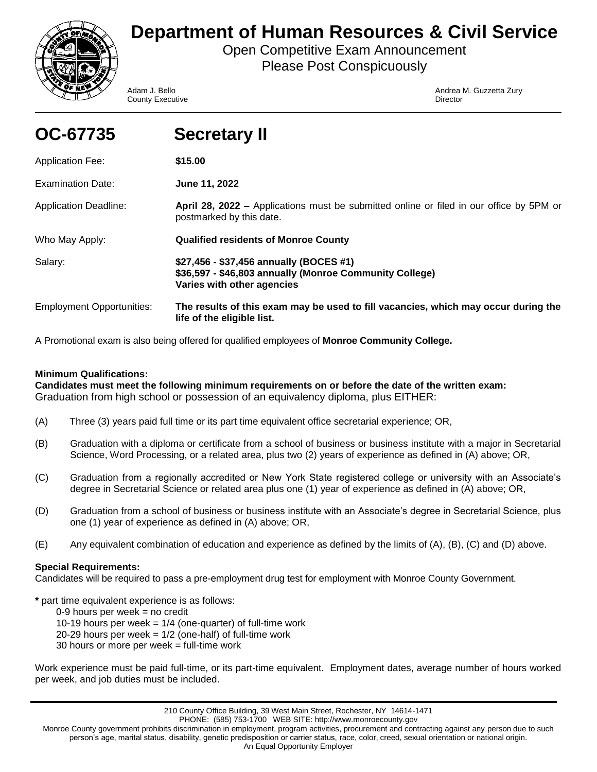# Department of Human Resources & Civil Service

Open Competitive Exam Announcement
Please Post Conspicuously

Adam J. Bello
County Executive

Andrea M. Guzzetta Zury
Director

## OC-67735 Secretary II

| | |
|---|---|
| Application Fee: | **$15.00** |
| Examination Date: | **June 11, 2022** |
| Application Deadline: | **April 28, 2022 –** Applications must be submitted online or filed in our office by 5PM or postmarked by this date. |
| Who May Apply: | **Qualified residents of Monroe County** |
| Salary: | **$27,456 - $37,456 annually (BOCES #1)**<br>**$36,597 - $46,803 annually (Monroe Community College)**<br>**Varies with other agencies** |
| Employment Opportunities: | **The results of this exam may be used to fill vacancies, which may occur during the life of the eligible list.** |

A Promotional exam is also being offered for qualified employees of **Monroe Community College.**

**Minimum Qualifications:**
**Candidates must meet the following minimum requirements on or before the date of the written exam:**
Graduation from high school or possession of an equivalency diploma, plus EITHER:

(A) Three (3) years paid full time or its part time equivalent office secretarial experience; OR,

(B) Graduation with a diploma or certificate from a school of business or business institute with a major in Secretarial Science, Word Processing, or a related area, plus two (2) years of experience as defined in (A) above; OR,

(C) Graduation from a regionally accredited or New York State registered college or university with an Associate's degree in Secretarial Science or related area plus one (1) year of experience as defined in (A) above; OR,

(D) Graduation from a school of business or business institute with an Associate's degree in Secretarial Science, plus one (1) year of experience as defined in (A) above; OR,

(E) Any equivalent combination of education and experience as defined by the limits of (A), (B), (C) and (D) above.

**Special Requirements:**
Candidates will be required to pass a pre-employment drug test for employment with Monroe County Government.

**\*** part time equivalent experience is as follows:
- 0-9 hours per week = no credit
- 10-19 hours per week = 1/4 (one-quarter) of full-time work
- 20-29 hours per week = 1/2 (one-half) of full-time work
- 30 hours or more per week = full-time work

Work experience must be paid full-time, or its part-time equivalent. Employment dates, average number of hours worked per week, and job duties must be included.

210 County Office Building, 39 West Main Street, Rochester, NY 14614-1471
PHONE: (585) 753-1700 WEB SITE: http://www.monroecounty.gov
Monroe County government prohibits discrimination in employment, program activities, procurement and contracting against any person due to such person's age, marital status, disability, genetic predisposition or carrier status, race, color, creed, sexual orientation or national origin.
An Equal Opportunity Employer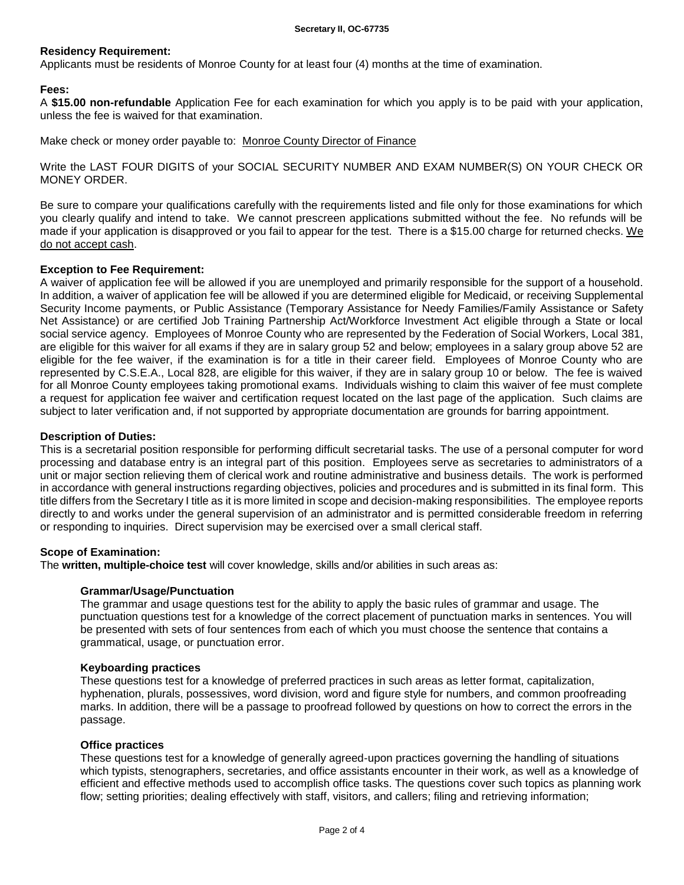**Residency Requirement:**
Applicants must be residents of Monroe County for at least four (4) months at the time of examination.

**Fees:**
A **$15.00 non-refundable** Application Fee for each examination for which you apply is to be paid with your application, unless the fee is waived for that examination.

Make check or money order payable to: Monroe County Director of Finance

Write the LAST FOUR DIGITS of your SOCIAL SECURITY NUMBER AND EXAM NUMBER(S) ON YOUR CHECK OR MONEY ORDER.

Be sure to compare your qualifications carefully with the requirements listed and file only for those examinations for which you clearly qualify and intend to take. We cannot prescreen applications submitted without the fee. No refunds will be made if your application is disapproved or you fail to appear for the test. There is a $15.00 charge for returned checks. We do not accept cash.

**Exception to Fee Requirement:**
A waiver of application fee will be allowed if you are unemployed and primarily responsible for the support of a household. In addition, a waiver of application fee will be allowed if you are determined eligible for Medicaid, or receiving Supplemental Security Income payments, or Public Assistance (Temporary Assistance for Needy Families/Family Assistance or Safety Net Assistance) or are certified Job Training Partnership Act/Workforce Investment Act eligible through a State or local social service agency. Employees of Monroe County who are represented by the Federation of Social Workers, Local 381, are eligible for this waiver for all exams if they are in salary group 52 and below; employees in a salary group above 52 are eligible for the fee waiver, if the examination is for a title in their career field. Employees of Monroe County who are represented by C.S.E.A., Local 828, are eligible for this waiver, if they are in salary group 10 or below. The fee is waived for all Monroe County employees taking promotional exams. Individuals wishing to claim this waiver of fee must complete a request for application fee waiver and certification request located on the last page of the application. Such claims are subject to later verification and, if not supported by appropriate documentation are grounds for barring appointment.

**Description of Duties:**
This is a secretarial position responsible for performing difficult secretarial tasks. The use of a personal computer for word processing and database entry is an integral part of this position. Employees serve as secretaries to administrators of a unit or major section relieving them of clerical work and routine administrative and business details. The work is performed in accordance with general instructions regarding objectives, policies and procedures and is submitted in its final form. This title differs from the Secretary I title as it is more limited in scope and decision-making responsibilities. The employee reports directly to and works under the general supervision of an administrator and is permitted considerable freedom in referring or responding to inquiries. Direct supervision may be exercised over a small clerical staff.

**Scope of Examination:**
The **written, multiple-choice test** will cover knowledge, skills and/or abilities in such areas as:

**Grammar/Usage/Punctuation**
The grammar and usage questions test for the ability to apply the basic rules of grammar and usage. The punctuation questions test for a knowledge of the correct placement of punctuation marks in sentences. You will be presented with sets of four sentences from each of which you must choose the sentence that contains a grammatical, usage, or punctuation error.

**Keyboarding practices**
These questions test for a knowledge of preferred practices in such areas as letter format, capitalization, hyphenation, plurals, possessives, word division, word and figure style for numbers, and common proofreading marks. In addition, there will be a passage to proofread followed by questions on how to correct the errors in the passage.

**Office practices**
These questions test for a knowledge of generally agreed-upon practices governing the handling of situations which typists, stenographers, secretaries, and office assistants encounter in their work, as well as a knowledge of efficient and effective methods used to accomplish office tasks. The questions cover such topics as planning work flow; setting priorities; dealing effectively with staff, visitors, and callers; filing and retrieving information;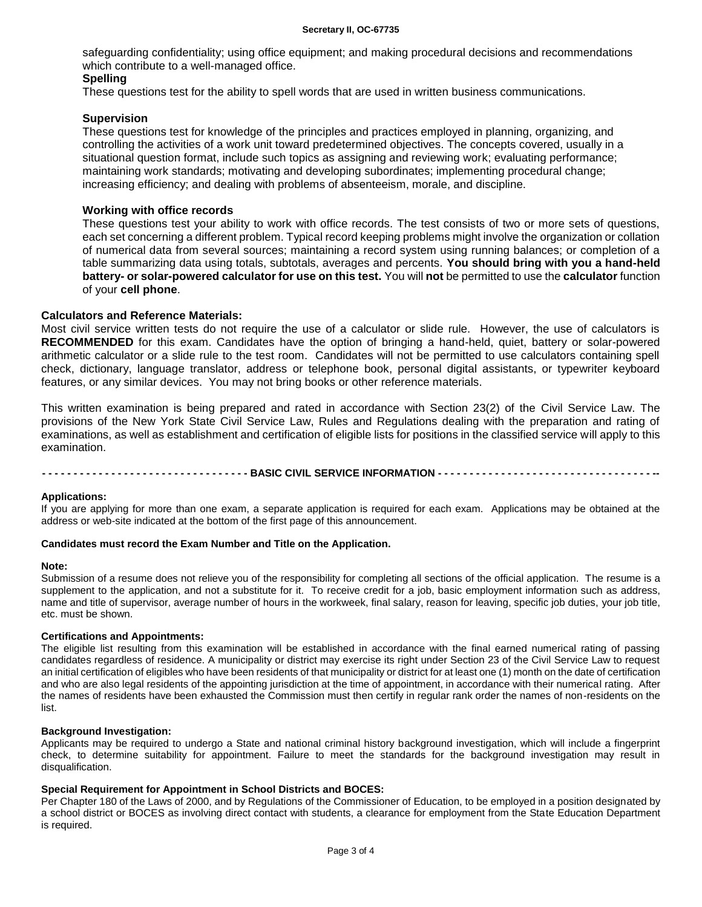safeguarding confidentiality; using office equipment; and making procedural decisions and recommendations which contribute to a well-managed office.

**Spelling**

These questions test for the ability to spell words that are used in written business communications.

**Supervision**

These questions test for knowledge of the principles and practices employed in planning, organizing, and controlling the activities of a work unit toward predetermined objectives. The concepts covered, usually in a situational question format, include such topics as assigning and reviewing work; evaluating performance; maintaining work standards; motivating and developing subordinates; implementing procedural change; increasing efficiency; and dealing with problems of absenteeism, morale, and discipline.

**Working with office records**

These questions test your ability to work with office records. The test consists of two or more sets of questions, each set concerning a different problem. Typical record keeping problems might involve the organization or collation of numerical data from several sources; maintaining a record system using running balances; or completion of a table summarizing data using totals, subtotals, averages and percents. **You should bring with you a hand-held battery- or solar-powered calculator for use on this test.** You will **not** be permitted to use the **calculator** function of your **cell phone**.

**Calculators and Reference Materials:**

Most civil service written tests do not require the use of a calculator or slide rule. However, the use of calculators is **RECOMMENDED** for this exam. Candidates have the option of bringing a hand-held, quiet, battery or solar-powered arithmetic calculator or a slide rule to the test room. Candidates will not be permitted to use calculators containing spell check, dictionary, language translator, address or telephone book, personal digital assistants, or typewriter keyboard features, or any similar devices. You may not bring books or other reference materials.

This written examination is being prepared and rated in accordance with Section 23(2) of the Civil Service Law. The provisions of the New York State Civil Service Law, Rules and Regulations dealing with the preparation and rating of examinations, as well as establishment and certification of eligible lists for positions in the classified service will apply to this examination.

**- - - - - - - - - - - - - - - - - - - - - - - - - - - - - - - - BASIC CIVIL SERVICE INFORMATION - - - - - - - - - - - - - - - - - - - - - - - - - - - - - - - - - - -**

**Applications:**

If you are applying for more than one exam, a separate application is required for each exam. Applications may be obtained at the address or web-site indicated at the bottom of the first page of this announcement.

**Candidates must record the Exam Number and Title on the Application.**

**Note:**

Submission of a resume does not relieve you of the responsibility for completing all sections of the official application. The resume is a supplement to the application, and not a substitute for it. To receive credit for a job, basic employment information such as address, name and title of supervisor, average number of hours in the workweek, final salary, reason for leaving, specific job duties, your job title, etc. must be shown.

**Certifications and Appointments:**

The eligible list resulting from this examination will be established in accordance with the final earned numerical rating of passing candidates regardless of residence. A municipality or district may exercise its right under Section 23 of the Civil Service Law to request an initial certification of eligibles who have been residents of that municipality or district for at least one (1) month on the date of certification and who are also legal residents of the appointing jurisdiction at the time of appointment, in accordance with their numerical rating. After the names of residents have been exhausted the Commission must then certify in regular rank order the names of non-residents on the list.

**Background Investigation:**

Applicants may be required to undergo a State and national criminal history background investigation, which will include a fingerprint check, to determine suitability for appointment. Failure to meet the standards for the background investigation may result in disqualification.

**Special Requirement for Appointment in School Districts and BOCES:**

Per Chapter 180 of the Laws of 2000, and by Regulations of the Commissioner of Education, to be employed in a position designated by a school district or BOCES as involving direct contact with students, a clearance for employment from the State Education Department is required.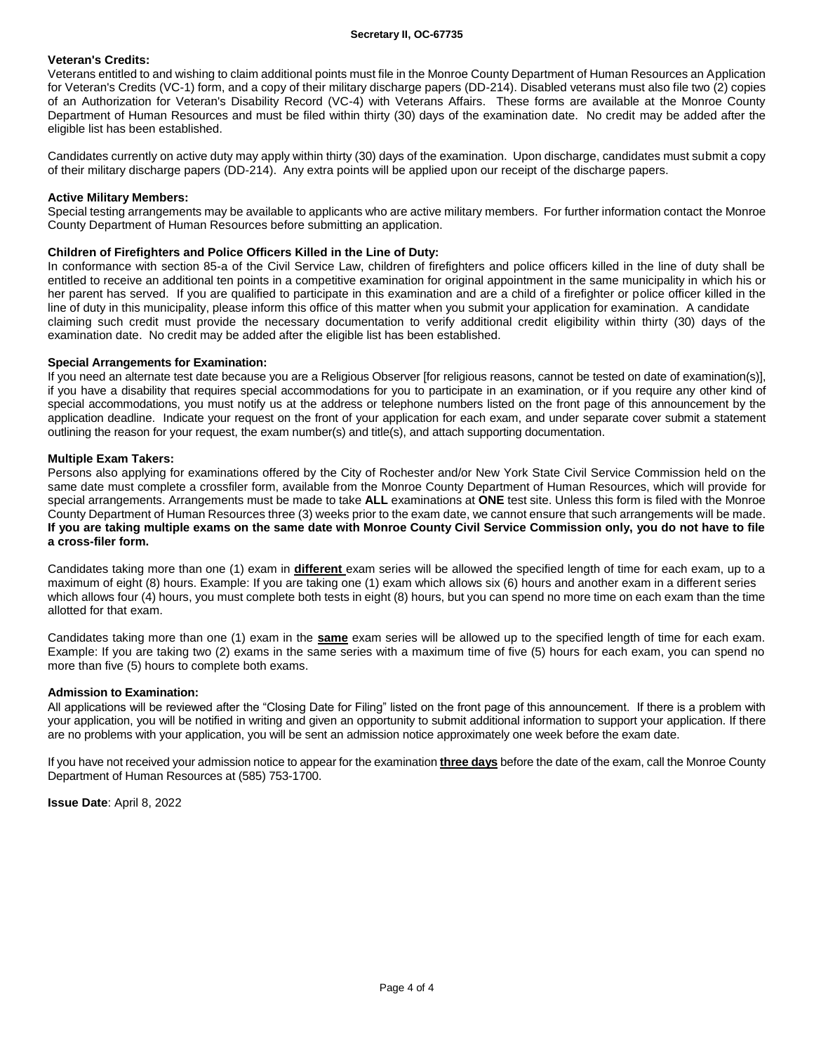**Veteran's Credits:**
Veterans entitled to and wishing to claim additional points must file in the Monroe County Department of Human Resources an Application for Veteran's Credits (VC-1) form, and a copy of their military discharge papers (DD-214). Disabled veterans must also file two (2) copies of an Authorization for Veteran's Disability Record (VC-4) with Veterans Affairs. These forms are available at the Monroe County Department of Human Resources and must be filed within thirty (30) days of the examination date. No credit may be added after the eligible list has been established.

Candidates currently on active duty may apply within thirty (30) days of the examination. Upon discharge, candidates must submit a copy of their military discharge papers (DD-214). Any extra points will be applied upon our receipt of the discharge papers.

**Active Military Members:**
Special testing arrangements may be available to applicants who are active military members. For further information contact the Monroe County Department of Human Resources before submitting an application.

**Children of Firefighters and Police Officers Killed in the Line of Duty:**
In conformance with section 85-a of the Civil Service Law, children of firefighters and police officers killed in the line of duty shall be entitled to receive an additional ten points in a competitive examination for original appointment in the same municipality in which his or her parent has served. If you are qualified to participate in this examination and are a child of a firefighter or police officer killed in the line of duty in this municipality, please inform this office of this matter when you submit your application for examination. A candidate claiming such credit must provide the necessary documentation to verify additional credit eligibility within thirty (30) days of the examination date. No credit may be added after the eligible list has been established.

**Special Arrangements for Examination:**
If you need an alternate test date because you are a Religious Observer [for religious reasons, cannot be tested on date of examination(s)], if you have a disability that requires special accommodations for you to participate in an examination, or if you require any other kind of special accommodations, you must notify us at the address or telephone numbers listed on the front page of this announcement by the application deadline. Indicate your request on the front of your application for each exam, and under separate cover submit a statement outlining the reason for your request, the exam number(s) and title(s), and attach supporting documentation.

**Multiple Exam Takers:**
Persons also applying for examinations offered by the City of Rochester and/or New York State Civil Service Commission held on the same date must complete a crossfiler form, available from the Monroe County Department of Human Resources, which will provide for special arrangements. Arrangements must be made to take **ALL** examinations at **ONE** test site. Unless this form is filed with the Monroe County Department of Human Resources three (3) weeks prior to the exam date, we cannot ensure that such arrangements will be made. **If you are taking multiple exams on the same date with Monroe County Civil Service Commission only, you do not have to file a cross-filer form.**

Candidates taking more than one (1) exam in **different** exam series will be allowed the specified length of time for each exam, up to a maximum of eight (8) hours. Example: If you are taking one (1) exam which allows six (6) hours and another exam in a different series which allows four (4) hours, you must complete both tests in eight (8) hours, but you can spend no more time on each exam than the time allotted for that exam.

Candidates taking more than one (1) exam in the **same** exam series will be allowed up to the specified length of time for each exam. Example: If you are taking two (2) exams in the same series with a maximum time of five (5) hours for each exam, you can spend no more than five (5) hours to complete both exams.

**Admission to Examination:**
All applications will be reviewed after the "Closing Date for Filing" listed on the front page of this announcement. If there is a problem with your application, you will be notified in writing and given an opportunity to submit additional information to support your application. If there are no problems with your application, you will be sent an admission notice approximately one week before the exam date.

If you have not received your admission notice to appear for the examination **three days** before the date of the exam, call the Monroe County Department of Human Resources at (585) 753-1700.

**Issue Date**: April 8, 2022